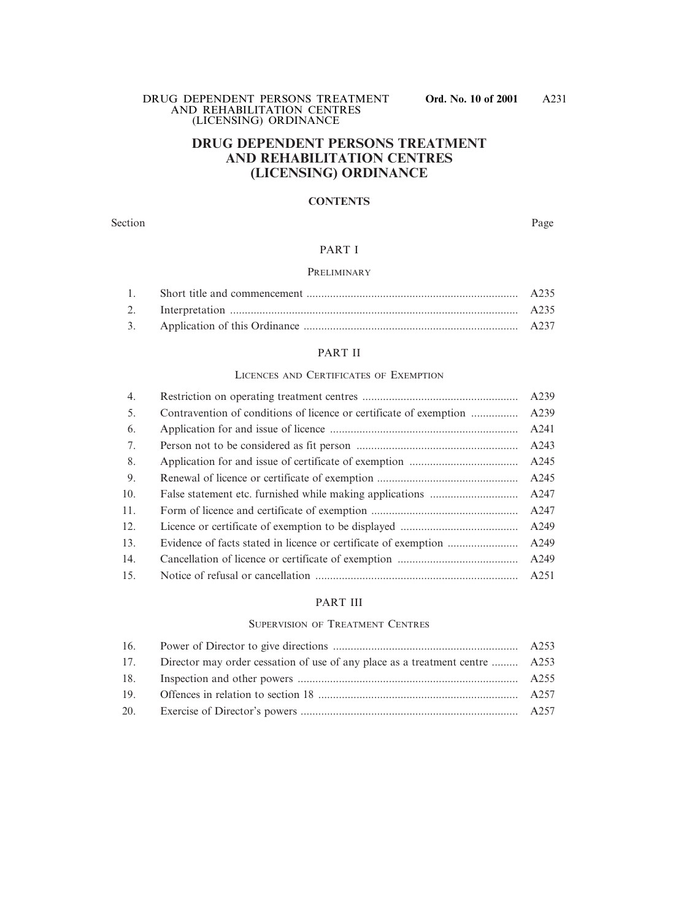# DRUG DEPENDENT PERSONS TREATMENT AND REHABILITATION CENTRES (LICENSING) ORDINANCE

## CONTENTS

| Section | | Page |
|---|---|---|
| | **PART I** | |
| | PRELIMINARY | |
| 1. | Short title and commencement | A235 |
| 2. | Interpretation | A235 |
| 3. | Application of this Ordinance | A237 |
| | **PART II** | |
| | LICENCES AND CERTIFICATES OF EXEMPTION | |
| 4. | Restriction on operating treatment centres | A239 |
| 5. | Contravention of conditions of licence or certificate of exemption | A239 |
| 6. | Application for and issue of licence | A241 |
| 7. | Person not to be considered as fit person | A243 |
| 8. | Application for and issue of certificate of exemption | A245 |
| 9. | Renewal of licence or certificate of exemption | A245 |
| 10. | False statement etc. furnished while making applications | A247 |
| 11. | Form of licence and certificate of exemption | A247 |
| 12. | Licence or certificate of exemption to be displayed | A249 |
| 13. | Evidence of facts stated in licence or certificate of exemption | A249 |
| 14. | Cancellation of licence or certificate of exemption | A249 |
| 15. | Notice of refusal or cancellation | A251 |
| | **PART III** | |
| | SUPERVISION OF TREATMENT CENTRES | |
| 16. | Power of Director to give directions | A253 |
| 17. | Director may order cessation of use of any place as a treatment centre | A253 |
| 18. | Inspection and other powers | A255 |
| 19. | Offences in relation to section 18 | A257 |
| 20. | Exercise of Director's powers | A257 |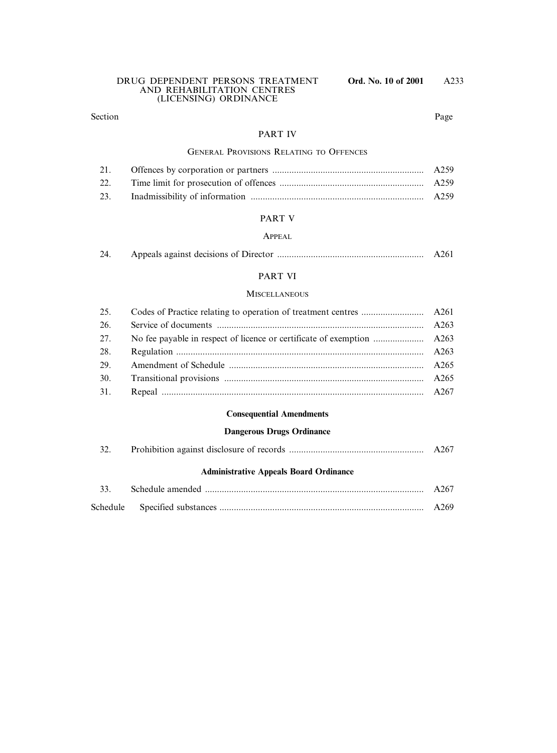| Section | | Page |
|---|---|---|
| | **PART IV** | |
| | **GENERAL PROVISIONS RELATING TO OFFENCES** | |
| 21. | Offences by corporation or partners | A259 |
| 22. | Time limit for prosecution of offences | A259 |
| 23. | Inadmissibility of information | A259 |
| | **PART V** | |
| | **APPEAL** | |
| 24. | Appeals against decisions of Director | A261 |
| | **PART VI** | |
| | **MISCELLANEOUS** | |
| 25. | Codes of Practice relating to operation of treatment centres | A261 |
| 26. | Service of documents | A263 |
| 27. | No fee payable in respect of licence or certificate of exemption | A263 |
| 28. | Regulation | A263 |
| 29. | Amendment of Schedule | A265 |
| 30. | Transitional provisions | A265 |
| 31. | Repeal | A267 |
| | **Consequential Amendments** | |
| | **Dangerous Drugs Ordinance** | |
| 32. | Prohibition against disclosure of records | A267 |
| | **Administrative Appeals Board Ordinance** | |
| 33. | Schedule amended | A267 |
| Schedule | Specified substances | A269 |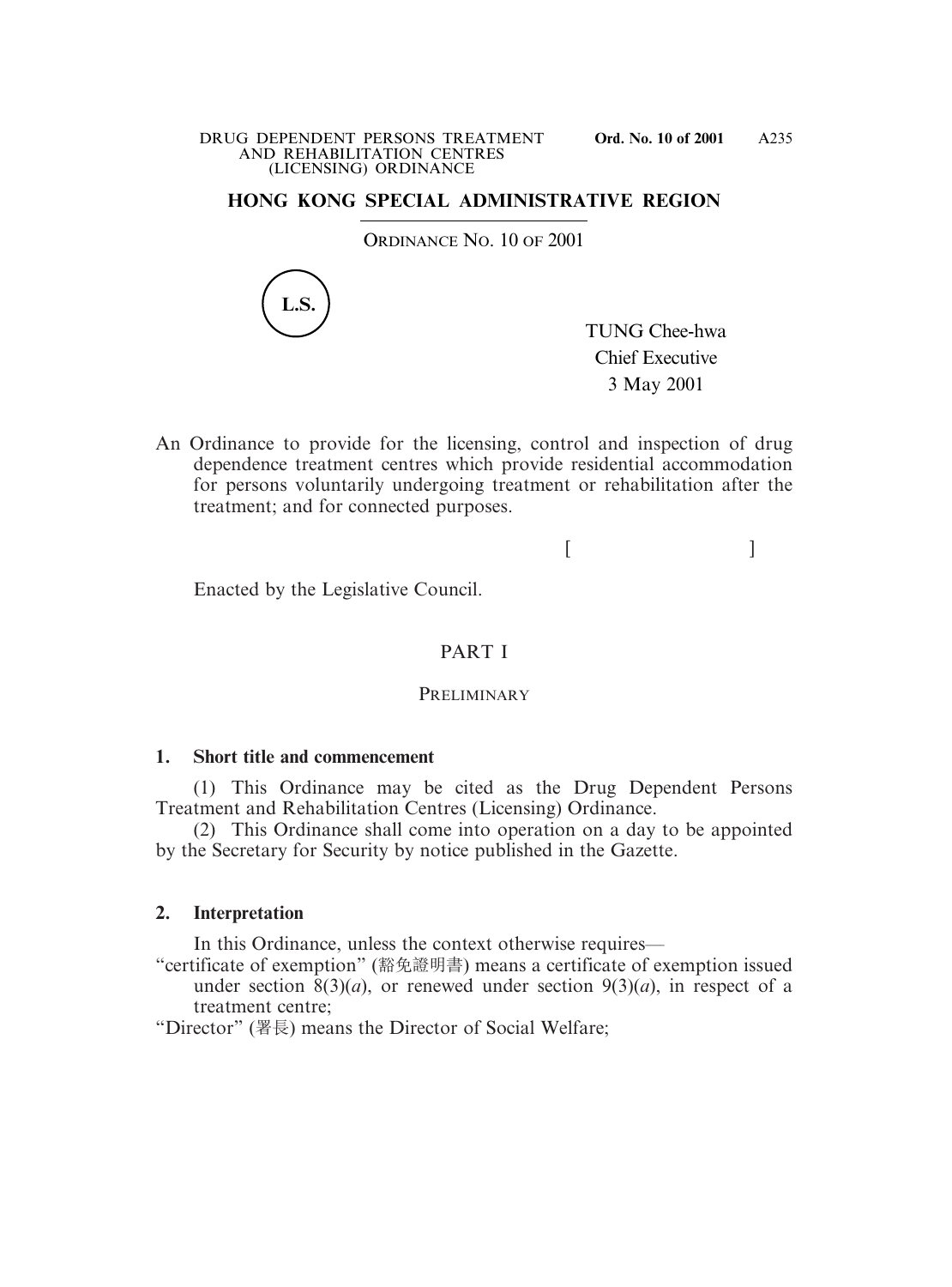# HONG KONG SPECIAL ADMINISTRATIVE REGION

ORDINANCE NO. 10 OF 2001

L.S.

TUNG Chee-hwa
Chief Executive
3 May 2001

An Ordinance to provide for the licensing, control and inspection of drug dependence treatment centres which provide residential accommodation for persons voluntarily undergoing treatment or rehabilitation after the treatment; and for connected purposes.

[ ]

Enacted by the Legislative Council.

## PART I

### PRELIMINARY

**1. Short title and commencement**

(1) This Ordinance may be cited as the Drug Dependent Persons Treatment and Rehabilitation Centres (Licensing) Ordinance.

(2) This Ordinance shall come into operation on a day to be appointed by the Secretary for Security by notice published in the Gazette.

**2. Interpretation**

In this Ordinance, unless the context otherwise requires—

"certificate of exemption" (豁免證明書) means a certificate of exemption issued under section 8(3)(*a*), or renewed under section 9(3)(*a*), in respect of a treatment centre;

"Director" (署長) means the Director of Social Welfare;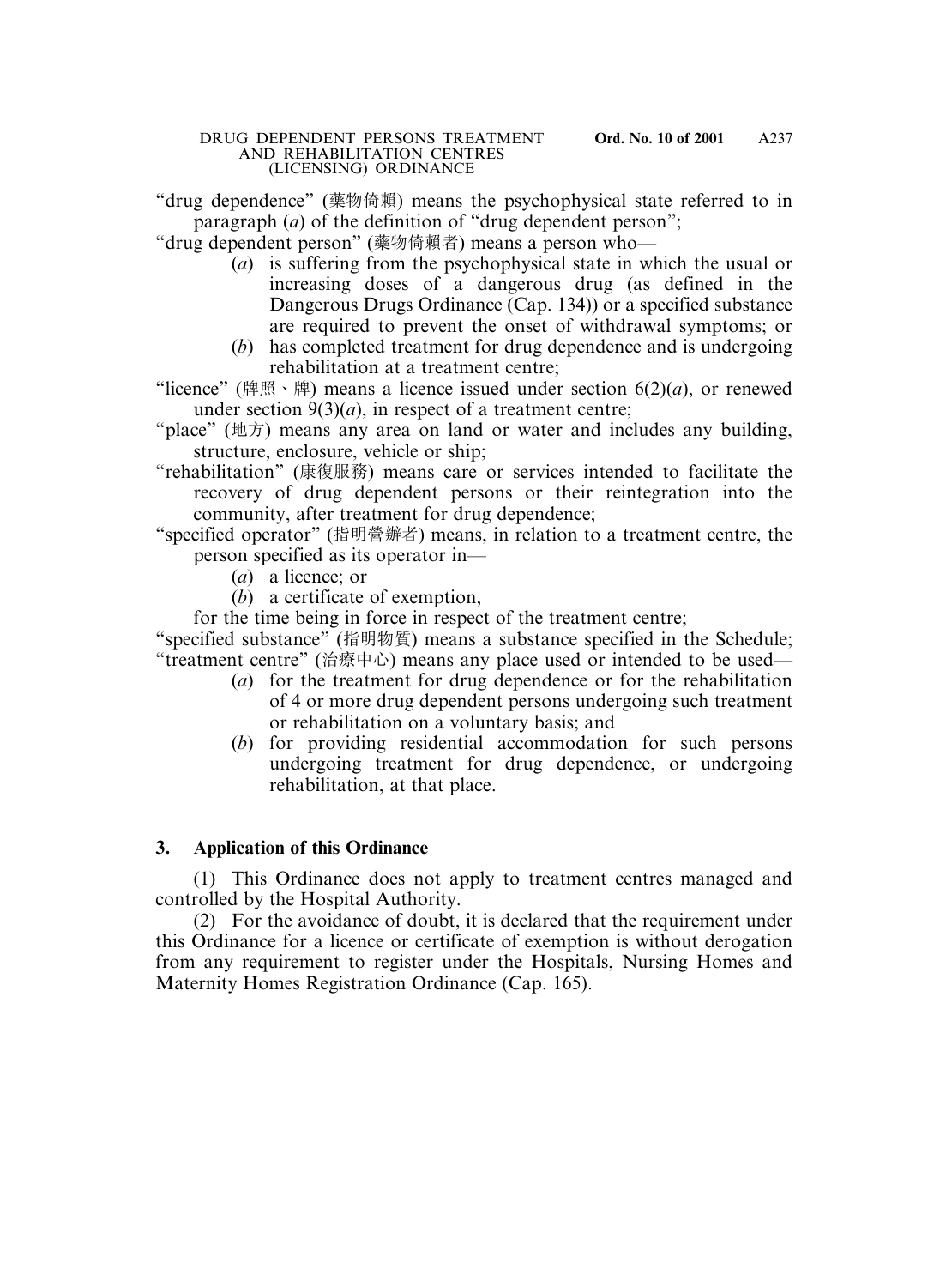"drug dependence" (藥物倚賴) means the psychophysical state referred to in paragraph (*a*) of the definition of "drug dependent person";

"drug dependent person" (藥物倚賴者) means a person who—

- (*a*) is suffering from the psychophysical state in which the usual or increasing doses of a dangerous drug (as defined in the Dangerous Drugs Ordinance (Cap. 134)) or a specified substance are required to prevent the onset of withdrawal symptoms; or
- (*b*) has completed treatment for drug dependence and is undergoing rehabilitation at a treatment centre;

"licence" (牌照、牌) means a licence issued under section 6(2)(*a*), or renewed under section 9(3)(*a*), in respect of a treatment centre;

"place" (地方) means any area on land or water and includes any building, structure, enclosure, vehicle or ship;

"rehabilitation" (康復服務) means care or services intended to facilitate the recovery of drug dependent persons or their reintegration into the community, after treatment for drug dependence;

"specified operator" (指明營辦者) means, in relation to a treatment centre, the person specified as its operator in—

- (*a*) a licence; or
- (*b*) a certificate of exemption,

for the time being in force in respect of the treatment centre;

"specified substance" (指明物質) means a substance specified in the Schedule;

"treatment centre" (治療中心) means any place used or intended to be used—

- (*a*) for the treatment for drug dependence or for the rehabilitation of 4 or more drug dependent persons undergoing such treatment or rehabilitation on a voluntary basis; and
- (*b*) for providing residential accommodation for such persons undergoing treatment for drug dependence, or undergoing rehabilitation, at that place.

### 3. Application of this Ordinance

(1) This Ordinance does not apply to treatment centres managed and controlled by the Hospital Authority.

(2) For the avoidance of doubt, it is declared that the requirement under this Ordinance for a licence or certificate of exemption is without derogation from any requirement to register under the Hospitals, Nursing Homes and Maternity Homes Registration Ordinance (Cap. 165).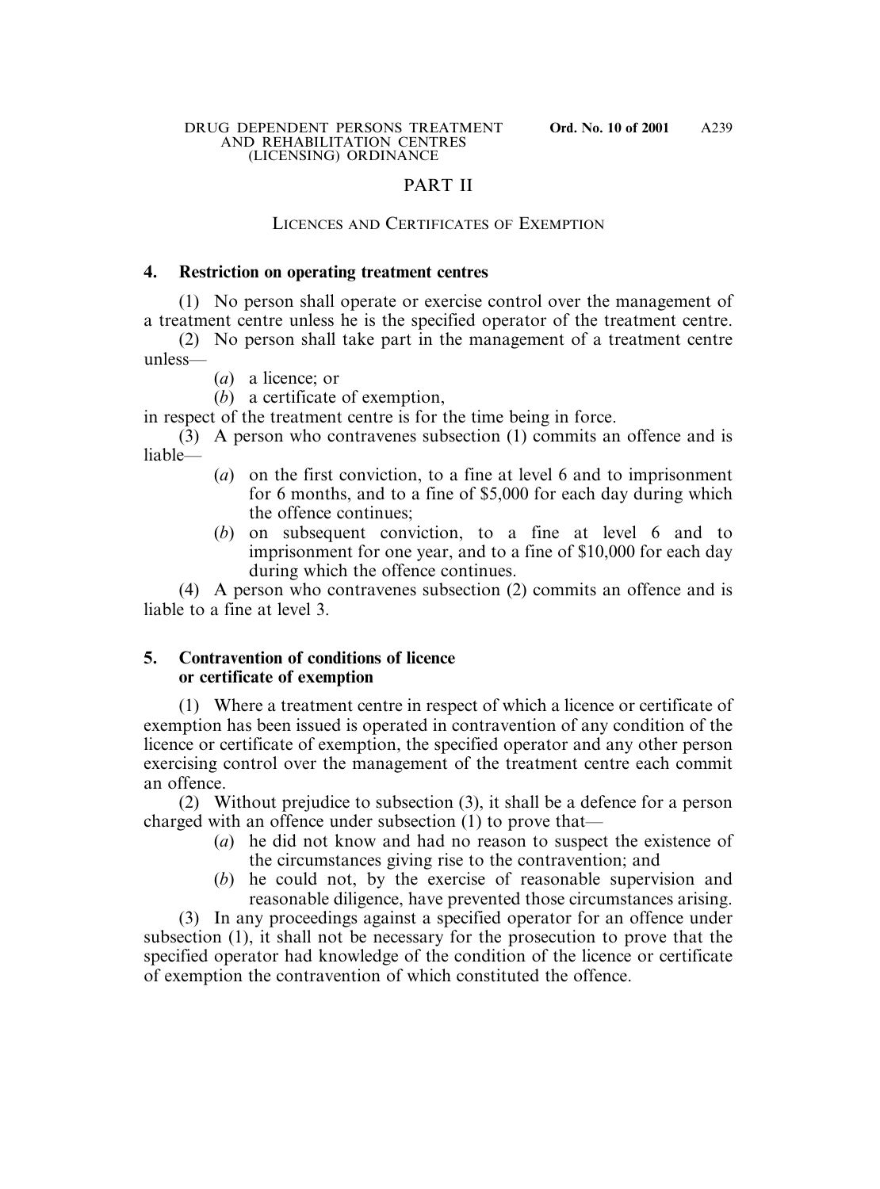## PART II

### LICENCES AND CERTIFICATES OF EXEMPTION

**4. Restriction on operating treatment centres**

(1) No person shall operate or exercise control over the management of a treatment centre unless he is the specified operator of the treatment centre.

(2) No person shall take part in the management of a treatment centre unless—

(*a*) a licence; or

(*b*) a certificate of exemption,

in respect of the treatment centre is for the time being in force.

(3) A person who contravenes subsection (1) commits an offence and is liable—

(*a*) on the first conviction, to a fine at level 6 and to imprisonment for 6 months, and to a fine of $5,000 for each day during which the offence continues;

(*b*) on subsequent conviction, to a fine at level 6 and to imprisonment for one year, and to a fine of $10,000 for each day during which the offence continues.

(4) A person who contravenes subsection (2) commits an offence and is liable to a fine at level 3.

**5. Contravention of conditions of licence or certificate of exemption**

(1) Where a treatment centre in respect of which a licence or certificate of exemption has been issued is operated in contravention of any condition of the licence or certificate of exemption, the specified operator and any other person exercising control over the management of the treatment centre each commit an offence.

(2) Without prejudice to subsection (3), it shall be a defence for a person charged with an offence under subsection (1) to prove that—

(*a*) he did not know and had no reason to suspect the existence of the circumstances giving rise to the contravention; and

(*b*) he could not, by the exercise of reasonable supervision and reasonable diligence, have prevented those circumstances arising.

(3) In any proceedings against a specified operator for an offence under subsection (1), it shall not be necessary for the prosecution to prove that the specified operator had knowledge of the condition of the licence or certificate of exemption the contravention of which constituted the offence.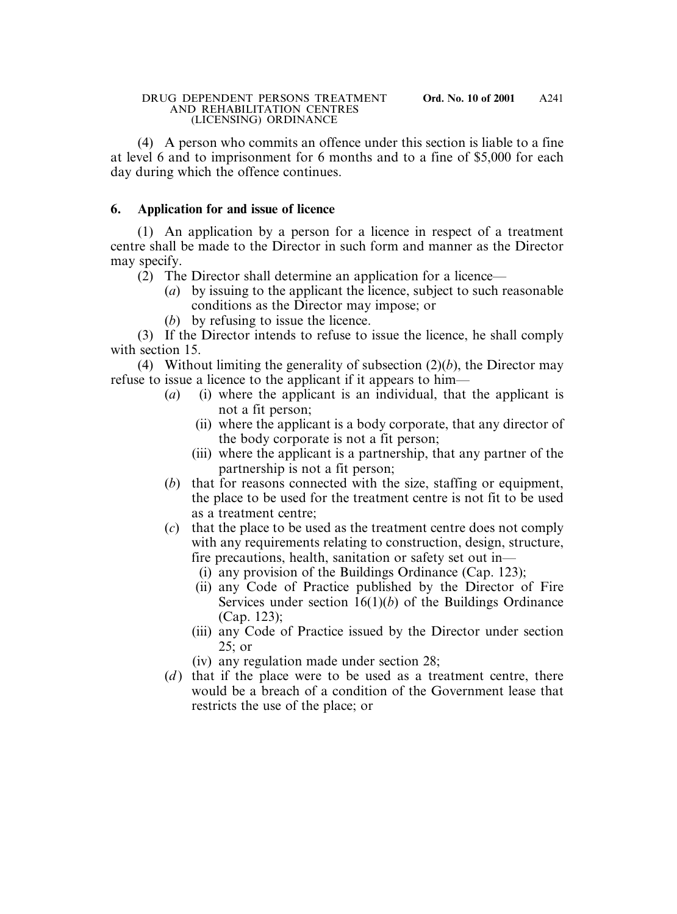(4) A person who commits an offence under this section is liable to a fine at level 6 and to imprisonment for 6 months and to a fine of $5,000 for each day during which the offence continues.

### 6. Application for and issue of licence

(1) An application by a person for a licence in respect of a treatment centre shall be made to the Director in such form and manner as the Director may specify.

(2) The Director shall determine an application for a licence—

- (*a*) by issuing to the applicant the licence, subject to such reasonable conditions as the Director may impose; or
- (*b*) by refusing to issue the licence.

(3) If the Director intends to refuse to issue the licence, he shall comply with section 15.

(4) Without limiting the generality of subsection (2)(*b*), the Director may refuse to issue a licence to the applicant if it appears to him—

- (*a*) (i) where the applicant is an individual, that the applicant is not a fit person;
  - (ii) where the applicant is a body corporate, that any director of the body corporate is not a fit person;
  - (iii) where the applicant is a partnership, that any partner of the partnership is not a fit person;
- (*b*) that for reasons connected with the size, staffing or equipment, the place to be used for the treatment centre is not fit to be used as a treatment centre;
- (*c*) that the place to be used as the treatment centre does not comply with any requirements relating to construction, design, structure, fire precautions, health, sanitation or safety set out in—
  - (i) any provision of the Buildings Ordinance (Cap. 123);
  - (ii) any Code of Practice published by the Director of Fire Services under section 16(1)(*b*) of the Buildings Ordinance (Cap. 123);
  - (iii) any Code of Practice issued by the Director under section 25; or
  - (iv) any regulation made under section 28;
- (*d*) that if the place were to be used as a treatment centre, there would be a breach of a condition of the Government lease that restricts the use of the place; or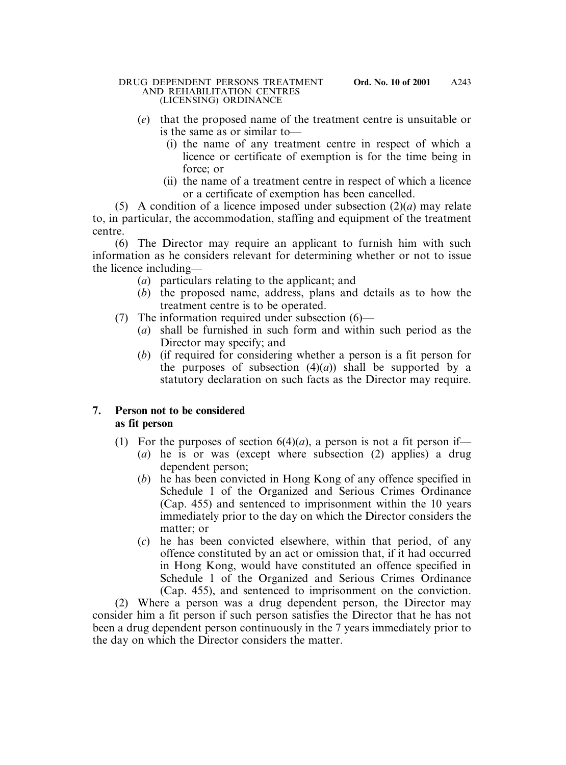(*e*) that the proposed name of the treatment centre is unsuitable or is the same as or similar to—

(i) the name of any treatment centre in respect of which a licence or certificate of exemption is for the time being in force; or

(ii) the name of a treatment centre in respect of which a licence or a certificate of exemption has been cancelled.

(5) A condition of a licence imposed under subsection (2)(*a*) may relate to, in particular, the accommodation, staffing and equipment of the treatment centre.

(6) The Director may require an applicant to furnish him with such information as he considers relevant for determining whether or not to issue the licence including—

(*a*) particulars relating to the applicant; and

(*b*) the proposed name, address, plans and details as to how the treatment centre is to be operated.

(7) The information required under subsection (6)—

(*a*) shall be furnished in such form and within such period as the Director may specify; and

(*b*) (if required for considering whether a person is a fit person for the purposes of subsection (4)(*a*)) shall be supported by a statutory declaration on such facts as the Director may require.

**7. Person not to be considered as fit person**

(1) For the purposes of section 6(4)(*a*), a person is not a fit person if—

(*a*) he is or was (except where subsection (2) applies) a drug dependent person;

(*b*) he has been convicted in Hong Kong of any offence specified in Schedule 1 of the Organized and Serious Crimes Ordinance (Cap. 455) and sentenced to imprisonment within the 10 years immediately prior to the day on which the Director considers the matter; or

(*c*) he has been convicted elsewhere, within that period, of any offence constituted by an act or omission that, if it had occurred in Hong Kong, would have constituted an offence specified in Schedule 1 of the Organized and Serious Crimes Ordinance (Cap. 455), and sentenced to imprisonment on the conviction.

(2) Where a person was a drug dependent person, the Director may consider him a fit person if such person satisfies the Director that he has not been a drug dependent person continuously in the 7 years immediately prior to the day on which the Director considers the matter.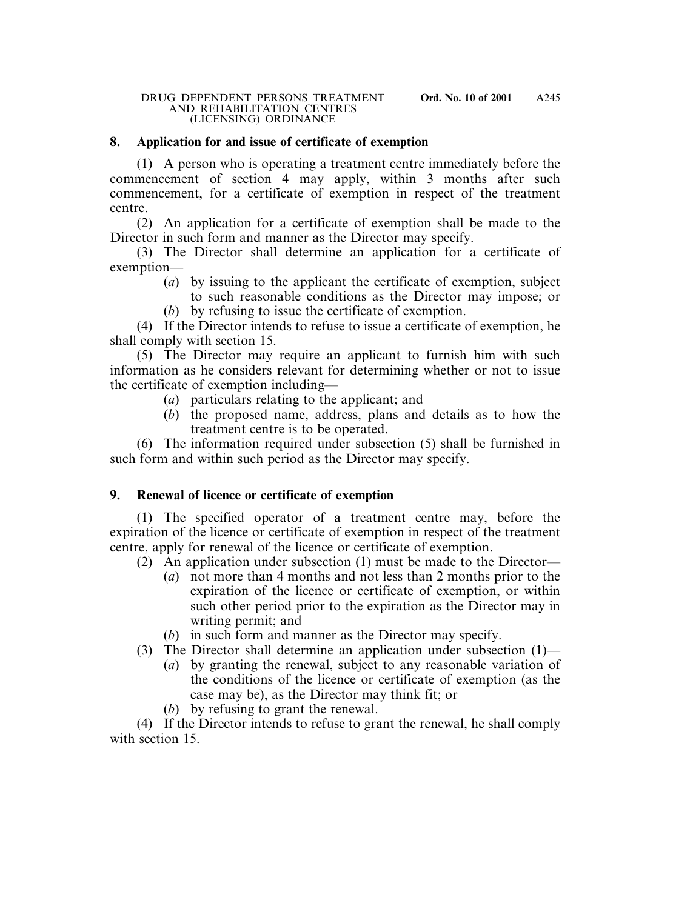### 8. Application for and issue of certificate of exemption

(1) A person who is operating a treatment centre immediately before the commencement of section 4 may apply, within 3 months after such commencement, for a certificate of exemption in respect of the treatment centre.

(2) An application for a certificate of exemption shall be made to the Director in such form and manner as the Director may specify.

(3) The Director shall determine an application for a certificate of exemption—

- (*a*) by issuing to the applicant the certificate of exemption, subject to such reasonable conditions as the Director may impose; or
- (*b*) by refusing to issue the certificate of exemption.

(4) If the Director intends to refuse to issue a certificate of exemption, he shall comply with section 15.

(5) The Director may require an applicant to furnish him with such information as he considers relevant for determining whether or not to issue the certificate of exemption including—

- (*a*) particulars relating to the applicant; and
- (*b*) the proposed name, address, plans and details as to how the treatment centre is to be operated.

(6) The information required under subsection (5) shall be furnished in such form and within such period as the Director may specify.

### 9. Renewal of licence or certificate of exemption

(1) The specified operator of a treatment centre may, before the expiration of the licence or certificate of exemption in respect of the treatment centre, apply for renewal of the licence or certificate of exemption.

(2) An application under subsection (1) must be made to the Director—

- (*a*) not more than 4 months and not less than 2 months prior to the expiration of the licence or certificate of exemption, or within such other period prior to the expiration as the Director may in writing permit; and
- (*b*) in such form and manner as the Director may specify.

(3) The Director shall determine an application under subsection (1)—

- (*a*) by granting the renewal, subject to any reasonable variation of the conditions of the licence or certificate of exemption (as the case may be), as the Director may think fit; or
- (*b*) by refusing to grant the renewal.

(4) If the Director intends to refuse to grant the renewal, he shall comply with section 15.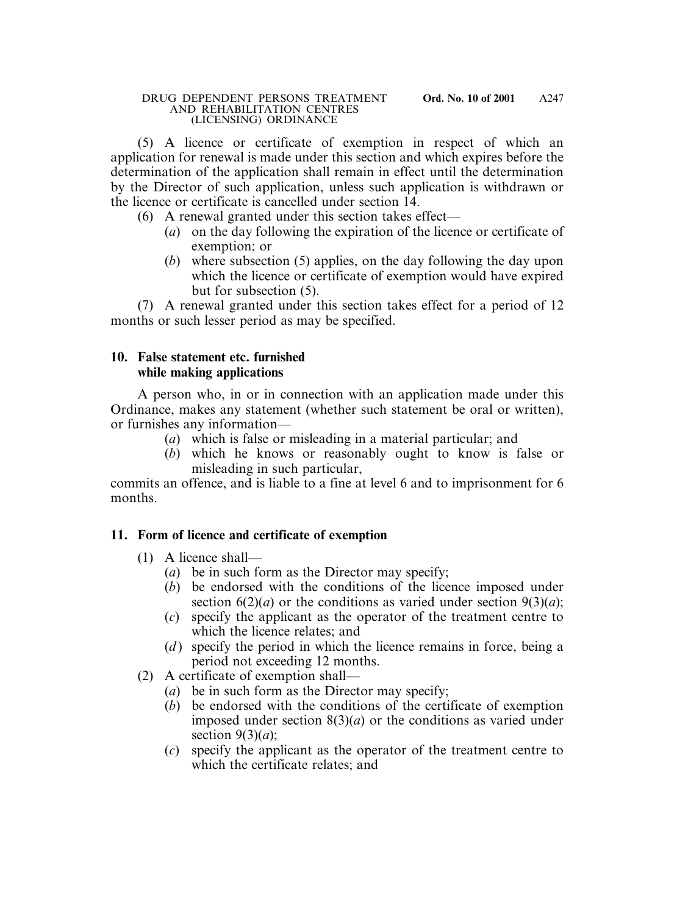(5) A licence or certificate of exemption in respect of which an application for renewal is made under this section and which expires before the determination of the application shall remain in effect until the determination by the Director of such application, unless such application is withdrawn or the licence or certificate is cancelled under section 14.

(6) A renewal granted under this section takes effect—

(*a*) on the day following the expiration of the licence or certificate of exemption; or

(*b*) where subsection (5) applies, on the day following the day upon which the licence or certificate of exemption would have expired but for subsection (5).

(7) A renewal granted under this section takes effect for a period of 12 months or such lesser period as may be specified.

**10. False statement etc. furnished while making applications**

A person who, in or in connection with an application made under this Ordinance, makes any statement (whether such statement be oral or written), or furnishes any information—

(*a*) which is false or misleading in a material particular; and

(*b*) which he knows or reasonably ought to know is false or misleading in such particular,

commits an offence, and is liable to a fine at level 6 and to imprisonment for 6 months.

**11. Form of licence and certificate of exemption**

(1) A licence shall—

(*a*) be in such form as the Director may specify;

(*b*) be endorsed with the conditions of the licence imposed under section 6(2)(*a*) or the conditions as varied under section 9(3)(*a*);

(*c*) specify the applicant as the operator of the treatment centre to which the licence relates; and

(*d*) specify the period in which the licence remains in force, being a period not exceeding 12 months.

(2) A certificate of exemption shall—

(*a*) be in such form as the Director may specify;

(*b*) be endorsed with the conditions of the certificate of exemption imposed under section 8(3)(*a*) or the conditions as varied under section 9(3)(*a*);

(*c*) specify the applicant as the operator of the treatment centre to which the certificate relates; and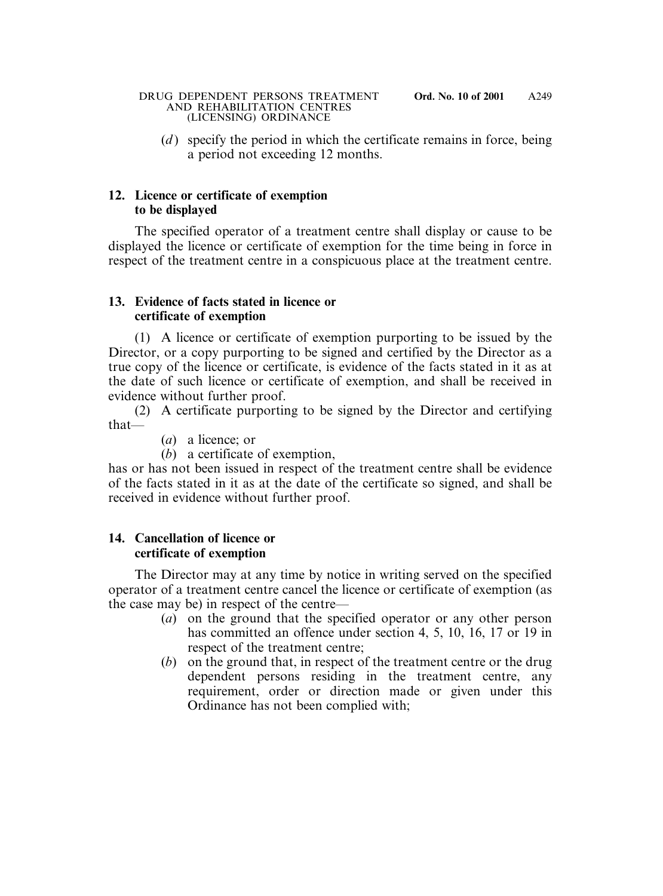(*d*) specify the period in which the certificate remains in force, being a period not exceeding 12 months.

**12. Licence or certificate of exemption to be displayed**

The specified operator of a treatment centre shall display or cause to be displayed the licence or certificate of exemption for the time being in force in respect of the treatment centre in a conspicuous place at the treatment centre.

**13. Evidence of facts stated in licence or certificate of exemption**

(1) A licence or certificate of exemption purporting to be issued by the Director, or a copy purporting to be signed and certified by the Director as a true copy of the licence or certificate, is evidence of the facts stated in it as at the date of such licence or certificate of exemption, and shall be received in evidence without further proof.

(2) A certificate purporting to be signed by the Director and certifying that—

(*a*) a licence; or

(*b*) a certificate of exemption,

has or has not been issued in respect of the treatment centre shall be evidence of the facts stated in it as at the date of the certificate so signed, and shall be received in evidence without further proof.

**14. Cancellation of licence or certificate of exemption**

The Director may at any time by notice in writing served on the specified operator of a treatment centre cancel the licence or certificate of exemption (as the case may be) in respect of the centre—

(*a*) on the ground that the specified operator or any other person has committed an offence under section 4, 5, 10, 16, 17 or 19 in respect of the treatment centre;

(*b*) on the ground that, in respect of the treatment centre or the drug dependent persons residing in the treatment centre, any requirement, order or direction made or given under this Ordinance has not been complied with;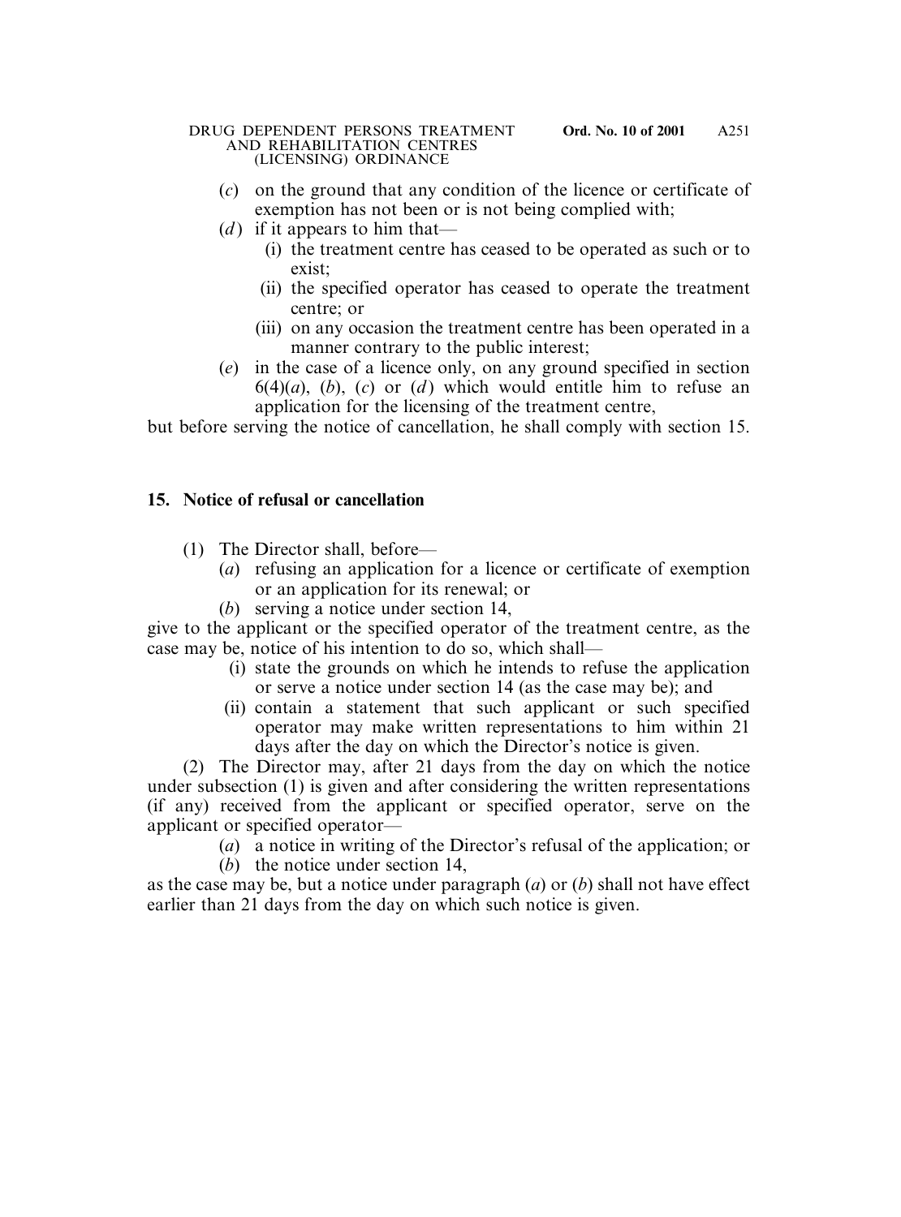(*c*) on the ground that any condition of the licence or certificate of exemption has not been or is not being complied with;

(*d*) if it appears to him that—

(i) the treatment centre has ceased to be operated as such or to exist;

(ii) the specified operator has ceased to operate the treatment centre; or

(iii) on any occasion the treatment centre has been operated in a manner contrary to the public interest;

(*e*) in the case of a licence only, on any ground specified in section 6(4)(*a*), (*b*), (*c*) or (*d*) which would entitle him to refuse an application for the licensing of the treatment centre,

but before serving the notice of cancellation, he shall comply with section 15.

## 15. Notice of refusal or cancellation

(1) The Director shall, before—

(*a*) refusing an application for a licence or certificate of exemption or an application for its renewal; or

(*b*) serving a notice under section 14,

give to the applicant or the specified operator of the treatment centre, as the case may be, notice of his intention to do so, which shall—

(i) state the grounds on which he intends to refuse the application or serve a notice under section 14 (as the case may be); and

(ii) contain a statement that such applicant or such specified operator may make written representations to him within 21 days after the day on which the Director's notice is given.

(2) The Director may, after 21 days from the day on which the notice under subsection (1) is given and after considering the written representations (if any) received from the applicant or specified operator, serve on the applicant or specified operator—

(*a*) a notice in writing of the Director's refusal of the application; or

(*b*) the notice under section 14,

as the case may be, but a notice under paragraph (*a*) or (*b*) shall not have effect earlier than 21 days from the day on which such notice is given.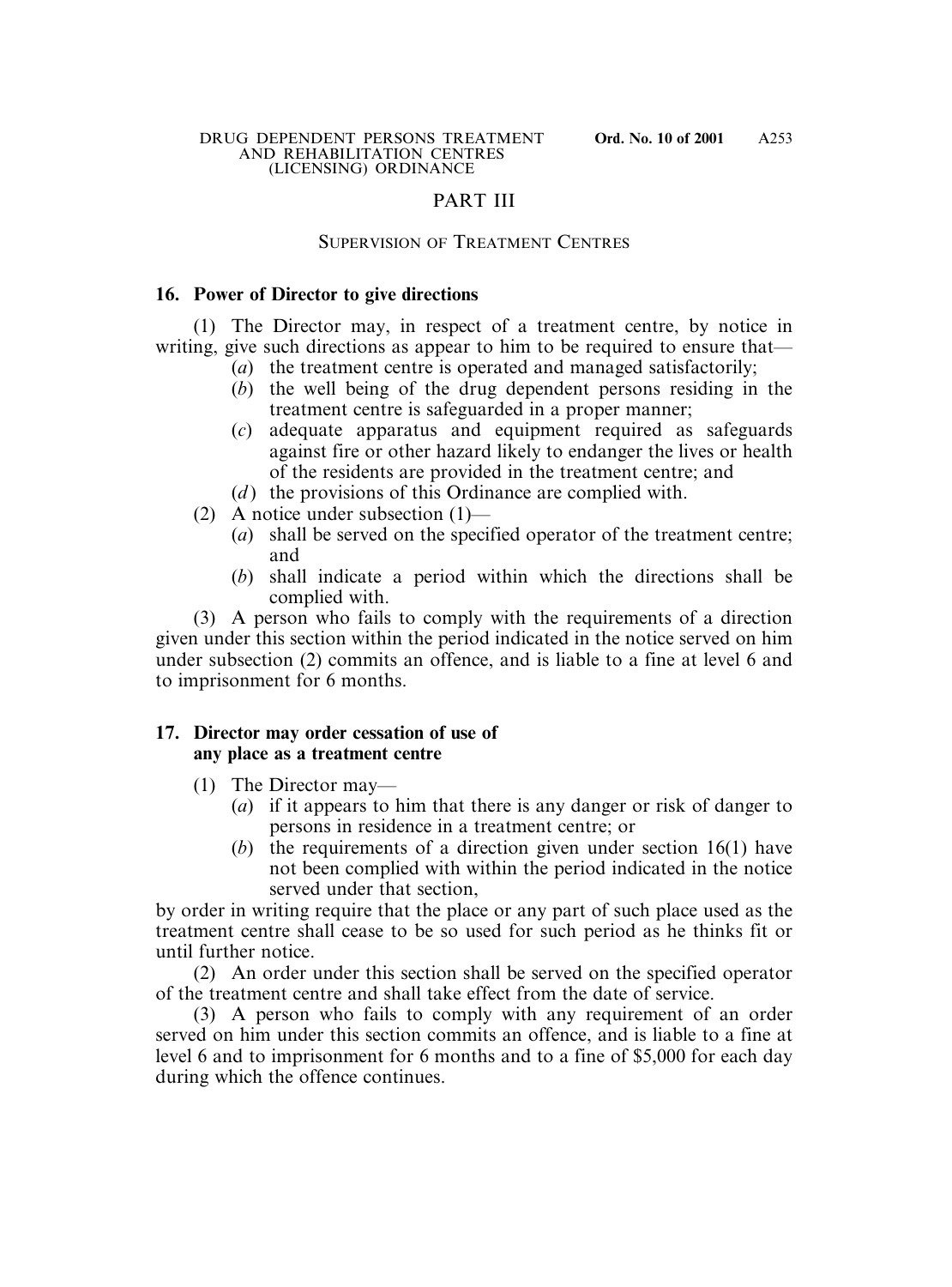## PART III

### SUPERVISION OF TREATMENT CENTRES

**16. Power of Director to give directions**

(1) The Director may, in respect of a treatment centre, by notice in writing, give such directions as appear to him to be required to ensure that—

- (*a*) the treatment centre is operated and managed satisfactorily;
- (*b*) the well being of the drug dependent persons residing in the treatment centre is safeguarded in a proper manner;
- (*c*) adequate apparatus and equipment required as safeguards against fire or other hazard likely to endanger the lives or health of the residents are provided in the treatment centre; and
- (*d*) the provisions of this Ordinance are complied with.

(2) A notice under subsection (1)—

- (*a*) shall be served on the specified operator of the treatment centre; and
- (*b*) shall indicate a period within which the directions shall be complied with.

(3) A person who fails to comply with the requirements of a direction given under this section within the period indicated in the notice served on him under subsection (2) commits an offence, and is liable to a fine at level 6 and to imprisonment for 6 months.

**17. Director may order cessation of use of any place as a treatment centre**

(1) The Director may—

- (*a*) if it appears to him that there is any danger or risk of danger to persons in residence in a treatment centre; or
- (*b*) the requirements of a direction given under section 16(1) have not been complied with within the period indicated in the notice served under that section,

by order in writing require that the place or any part of such place used as the treatment centre shall cease to be so used for such period as he thinks fit or until further notice.

(2) An order under this section shall be served on the specified operator of the treatment centre and shall take effect from the date of service.

(3) A person who fails to comply with any requirement of an order served on him under this section commits an offence, and is liable to a fine at level 6 and to imprisonment for 6 months and to a fine of $5,000 for each day during which the offence continues.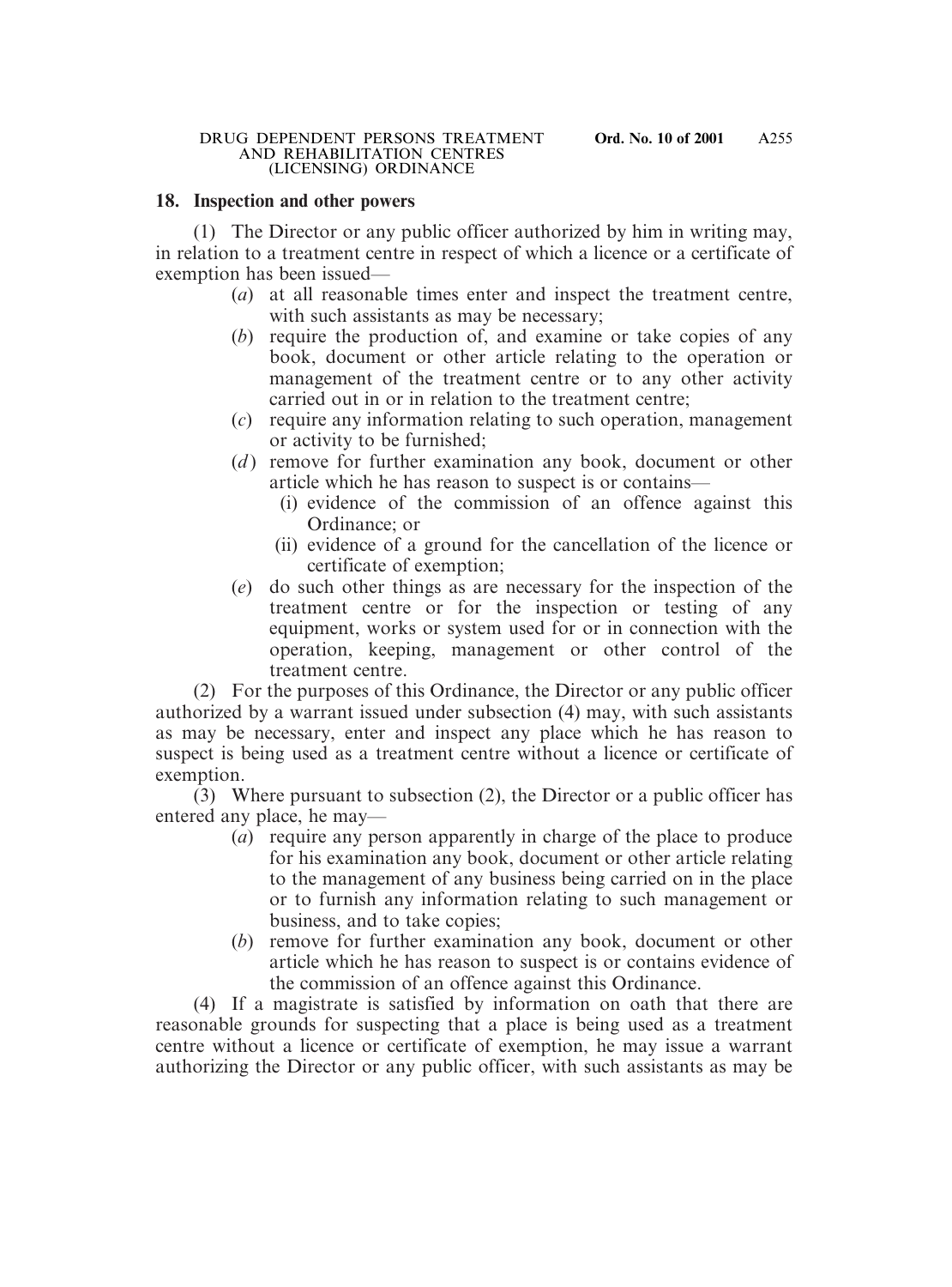**18. Inspection and other powers**

(1) The Director or any public officer authorized by him in writing may, in relation to a treatment centre in respect of which a licence or a certificate of exemption has been issued—

(*a*) at all reasonable times enter and inspect the treatment centre, with such assistants as may be necessary;

(*b*) require the production of, and examine or take copies of any book, document or other article relating to the operation or management of the treatment centre or to any other activity carried out in or in relation to the treatment centre;

(*c*) require any information relating to such operation, management or activity to be furnished;

(*d*) remove for further examination any book, document or other article which he has reason to suspect is or contains—

(i) evidence of the commission of an offence against this Ordinance; or

(ii) evidence of a ground for the cancellation of the licence or certificate of exemption;

(*e*) do such other things as are necessary for the inspection of the treatment centre or for the inspection or testing of any equipment, works or system used for or in connection with the operation, keeping, management or other control of the treatment centre.

(2) For the purposes of this Ordinance, the Director or any public officer authorized by a warrant issued under subsection (4) may, with such assistants as may be necessary, enter and inspect any place which he has reason to suspect is being used as a treatment centre without a licence or certificate of exemption.

(3) Where pursuant to subsection (2), the Director or a public officer has entered any place, he may—

(*a*) require any person apparently in charge of the place to produce for his examination any book, document or other article relating to the management of any business being carried on in the place or to furnish any information relating to such management or business, and to take copies;

(*b*) remove for further examination any book, document or other article which he has reason to suspect is or contains evidence of the commission of an offence against this Ordinance.

(4) If a magistrate is satisfied by information on oath that there are reasonable grounds for suspecting that a place is being used as a treatment centre without a licence or certificate of exemption, he may issue a warrant authorizing the Director or any public officer, with such assistants as may be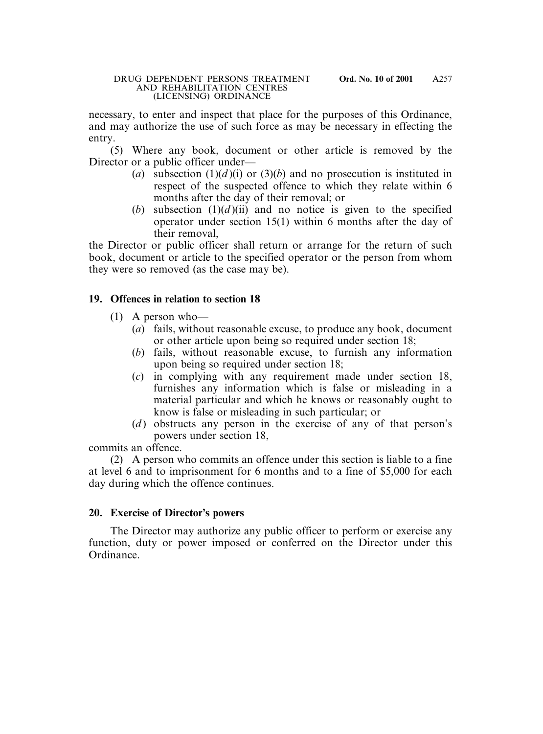necessary, to enter and inspect that place for the purposes of this Ordinance, and may authorize the use of such force as may be necessary in effecting the entry.

(5) Where any book, document or other article is removed by the Director or a public officer under—

- (*a*) subsection (1)(*d*)(i) or (3)(*b*) and no prosecution is instituted in respect of the suspected offence to which they relate within 6 months after the day of their removal; or
- (*b*) subsection (1)(*d*)(ii) and no notice is given to the specified operator under section 15(1) within 6 months after the day of their removal,

the Director or public officer shall return or arrange for the return of such book, document or article to the specified operator or the person from whom they were so removed (as the case may be).

### 19. Offences in relation to section 18

(1) A person who—

- (*a*) fails, without reasonable excuse, to produce any book, document or other article upon being so required under section 18;
- (*b*) fails, without reasonable excuse, to furnish any information upon being so required under section 18;
- (*c*) in complying with any requirement made under section 18, furnishes any information which is false or misleading in a material particular and which he knows or reasonably ought to know is false or misleading in such particular; or
- (*d*) obstructs any person in the exercise of any of that person's powers under section 18,

commits an offence.

(2) A person who commits an offence under this section is liable to a fine at level 6 and to imprisonment for 6 months and to a fine of $5,000 for each day during which the offence continues.

### 20. Exercise of Director's powers

The Director may authorize any public officer to perform or exercise any function, duty or power imposed or conferred on the Director under this Ordinance.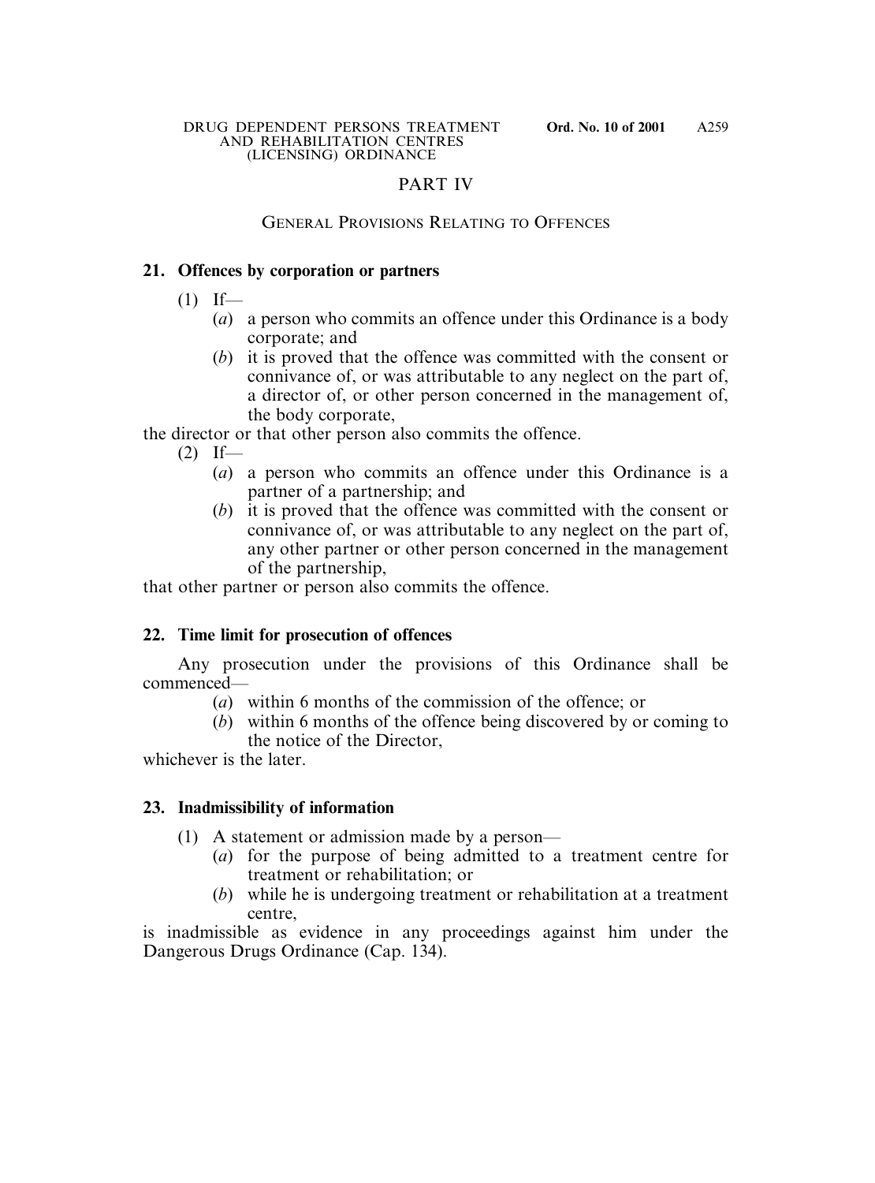## PART IV

### GENERAL PROVISIONS RELATING TO OFFENCES

**21. Offences by corporation or partners**

(1) If—

(*a*) a person who commits an offence under this Ordinance is a body corporate; and

(*b*) it is proved that the offence was committed with the consent or connivance of, or was attributable to any neglect on the part of, a director of, or other person concerned in the management of, the body corporate,

the director or that other person also commits the offence.

(2) If—

(*a*) a person who commits an offence under this Ordinance is a partner of a partnership; and

(*b*) it is proved that the offence was committed with the consent or connivance of, or was attributable to any neglect on the part of, any other partner or other person concerned in the management of the partnership,

that other partner or person also commits the offence.

**22. Time limit for prosecution of offences**

Any prosecution under the provisions of this Ordinance shall be commenced—

(*a*) within 6 months of the commission of the offence; or

(*b*) within 6 months of the offence being discovered by or coming to the notice of the Director,

whichever is the later.

**23. Inadmissibility of information**

(1) A statement or admission made by a person—

(*a*) for the purpose of being admitted to a treatment centre for treatment or rehabilitation; or

(*b*) while he is undergoing treatment or rehabilitation at a treatment centre,

is inadmissible as evidence in any proceedings against him under the Dangerous Drugs Ordinance (Cap. 134).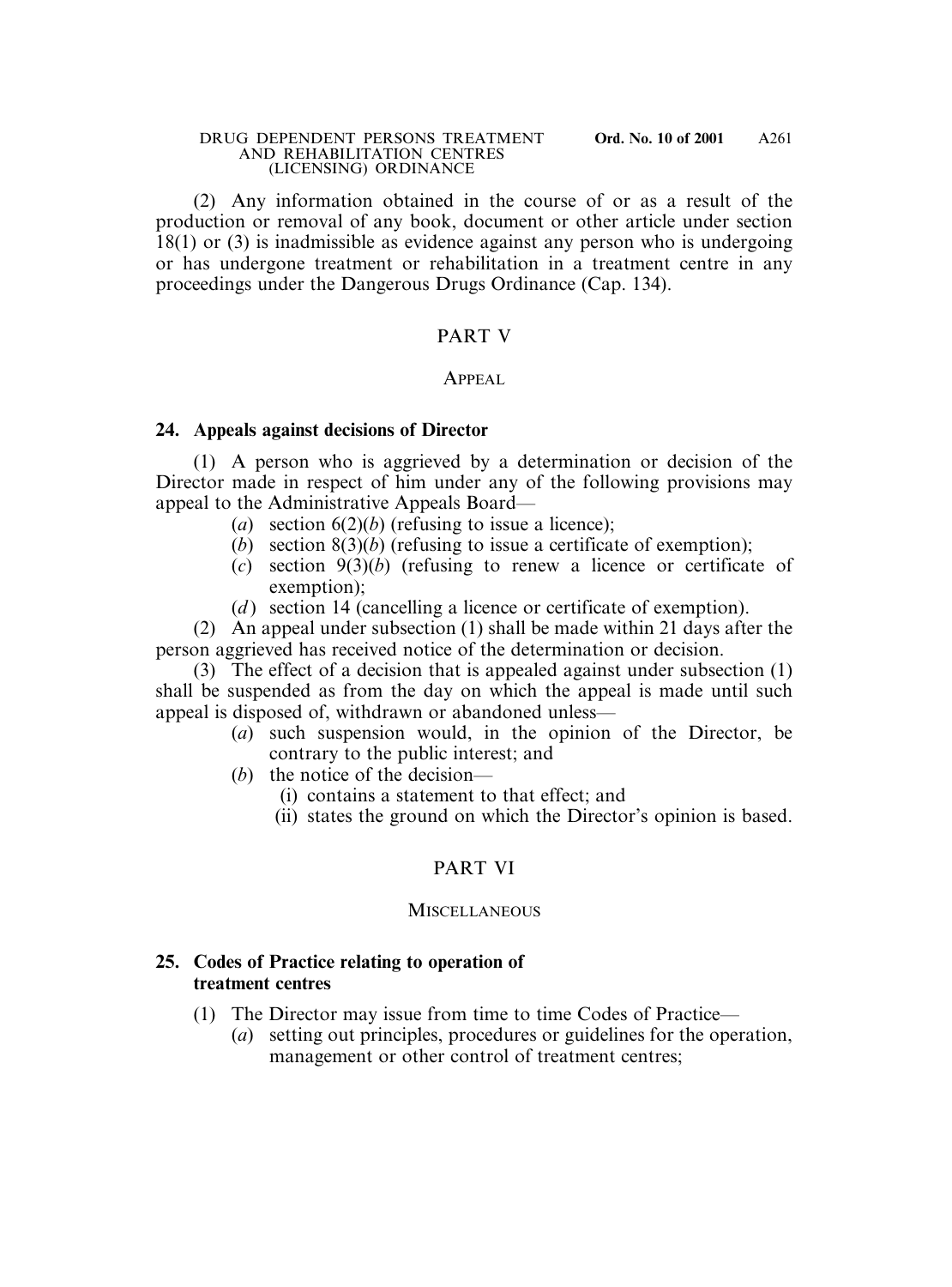(2) Any information obtained in the course of or as a result of the production or removal of any book, document or other article under section 18(1) or (3) is inadmissible as evidence against any person who is undergoing or has undergone treatment or rehabilitation in a treatment centre in any proceedings under the Dangerous Drugs Ordinance (Cap. 134).

## PART V

### APPEAL

**24. Appeals against decisions of Director**

(1) A person who is aggrieved by a determination or decision of the Director made in respect of him under any of the following provisions may appeal to the Administrative Appeals Board—

(*a*) section 6(2)(*b*) (refusing to issue a licence);

(*b*) section 8(3)(*b*) (refusing to issue a certificate of exemption);

(*c*) section 9(3)(*b*) (refusing to renew a licence or certificate of exemption);

(*d*) section 14 (cancelling a licence or certificate of exemption).

(2) An appeal under subsection (1) shall be made within 21 days after the person aggrieved has received notice of the determination or decision.

(3) The effect of a decision that is appealed against under subsection (1) shall be suspended as from the day on which the appeal is made until such appeal is disposed of, withdrawn or abandoned unless—

(*a*) such suspension would, in the opinion of the Director, be contrary to the public interest; and

(*b*) the notice of the decision—

(i) contains a statement to that effect; and

(ii) states the ground on which the Director's opinion is based.

## PART VI

### MISCELLANEOUS

**25. Codes of Practice relating to operation of treatment centres**

(1) The Director may issue from time to time Codes of Practice—

(*a*) setting out principles, procedures or guidelines for the operation, management or other control of treatment centres;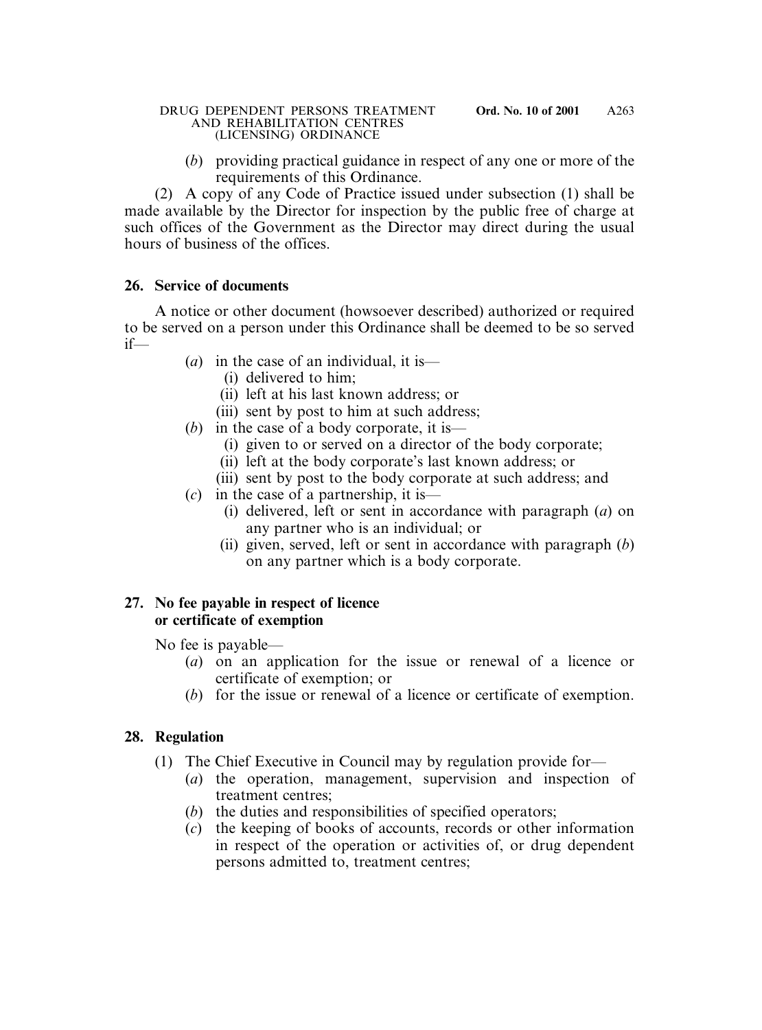(*b*) providing practical guidance in respect of any one or more of the requirements of this Ordinance.

(2) A copy of any Code of Practice issued under subsection (1) shall be made available by the Director for inspection by the public free of charge at such offices of the Government as the Director may direct during the usual hours of business of the offices.

**26. Service of documents**

A notice or other document (howsoever described) authorized or required to be served on a person under this Ordinance shall be deemed to be so served if—

(*a*) in the case of an individual, it is—
  (i) delivered to him;
  (ii) left at his last known address; or
  (iii) sent by post to him at such address;

(*b*) in the case of a body corporate, it is—
  (i) given to or served on a director of the body corporate;
  (ii) left at the body corporate's last known address; or
  (iii) sent by post to the body corporate at such address; and

(*c*) in the case of a partnership, it is—
  (i) delivered, left or sent in accordance with paragraph (*a*) on any partner who is an individual; or
  (ii) given, served, left or sent in accordance with paragraph (*b*) on any partner which is a body corporate.

**27. No fee payable in respect of licence or certificate of exemption**

No fee is payable—

(*a*) on an application for the issue or renewal of a licence or certificate of exemption; or

(*b*) for the issue or renewal of a licence or certificate of exemption.

**28. Regulation**

(1) The Chief Executive in Council may by regulation provide for—

(*a*) the operation, management, supervision and inspection of treatment centres;

(*b*) the duties and responsibilities of specified operators;

(*c*) the keeping of books of accounts, records or other information in respect of the operation or activities of, or drug dependent persons admitted to, treatment centres;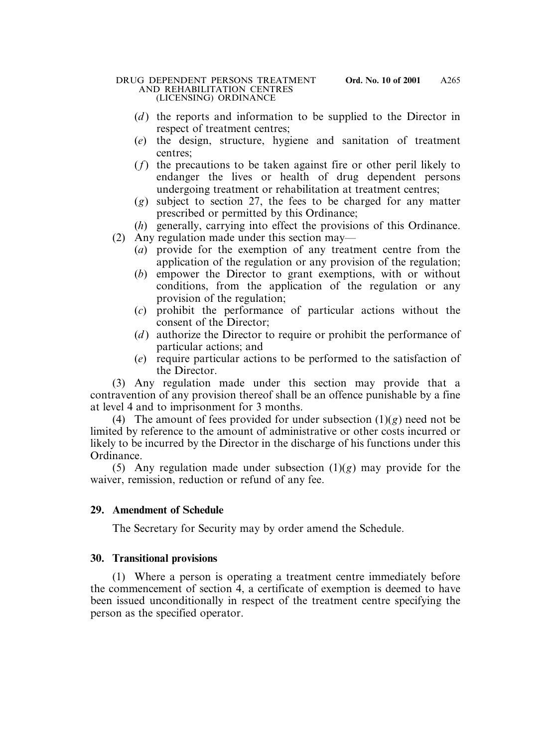(*d*) the reports and information to be supplied to the Director in respect of treatment centres;

(*e*) the design, structure, hygiene and sanitation of treatment centres;

(*f*) the precautions to be taken against fire or other peril likely to endanger the lives or health of drug dependent persons undergoing treatment or rehabilitation at treatment centres;

(*g*) subject to section 27, the fees to be charged for any matter prescribed or permitted by this Ordinance;

(*h*) generally, carrying into effect the provisions of this Ordinance.

(2) Any regulation made under this section may—

(*a*) provide for the exemption of any treatment centre from the application of the regulation or any provision of the regulation;

(*b*) empower the Director to grant exemptions, with or without conditions, from the application of the regulation or any provision of the regulation;

(*c*) prohibit the performance of particular actions without the consent of the Director;

(*d*) authorize the Director to require or prohibit the performance of particular actions; and

(*e*) require particular actions to be performed to the satisfaction of the Director.

(3) Any regulation made under this section may provide that a contravention of any provision thereof shall be an offence punishable by a fine at level 4 and to imprisonment for 3 months.

(4) The amount of fees provided for under subsection (1)(*g*) need not be limited by reference to the amount of administrative or other costs incurred or likely to be incurred by the Director in the discharge of his functions under this Ordinance.

(5) Any regulation made under subsection (1)(*g*) may provide for the waiver, remission, reduction or refund of any fee.

**29. Amendment of Schedule**

The Secretary for Security may by order amend the Schedule.

**30. Transitional provisions**

(1) Where a person is operating a treatment centre immediately before the commencement of section 4, a certificate of exemption is deemed to have been issued unconditionally in respect of the treatment centre specifying the person as the specified operator.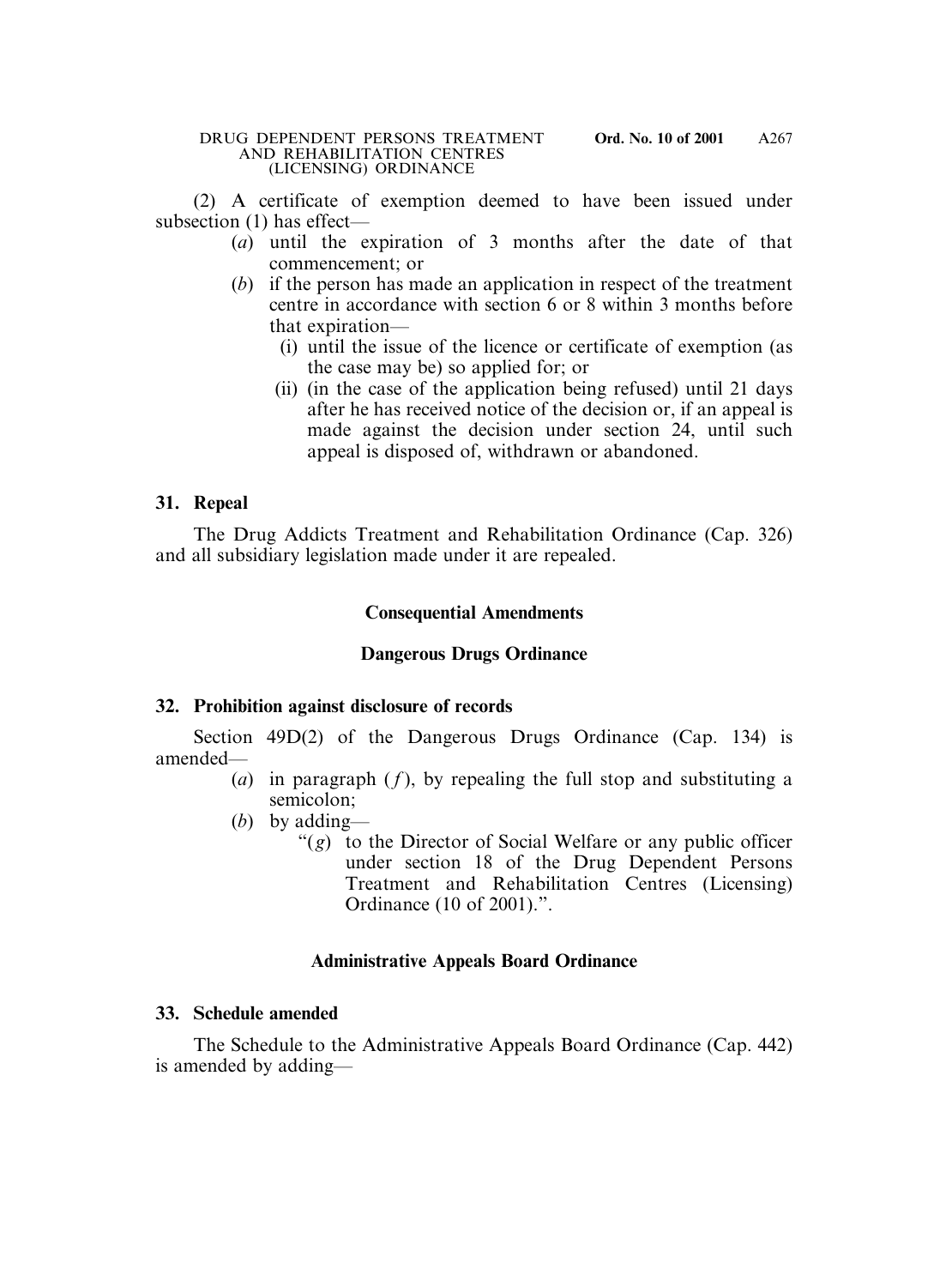(2) A certificate of exemption deemed to have been issued under subsection (1) has effect—

(*a*) until the expiration of 3 months after the date of that commencement; or

(*b*) if the person has made an application in respect of the treatment centre in accordance with section 6 or 8 within 3 months before that expiration—

(i) until the issue of the licence or certificate of exemption (as the case may be) so applied for; or

(ii) (in the case of the application being refused) until 21 days after he has received notice of the decision or, if an appeal is made against the decision under section 24, until such appeal is disposed of, withdrawn or abandoned.

### 31. Repeal

The Drug Addicts Treatment and Rehabilitation Ordinance (Cap. 326) and all subsidiary legislation made under it are repealed.

## Consequential Amendments

## Dangerous Drugs Ordinance

### 32. Prohibition against disclosure of records

Section 49D(2) of the Dangerous Drugs Ordinance (Cap. 134) is amended—

(*a*) in paragraph (*f*), by repealing the full stop and substituting a semicolon;

(*b*) by adding—

"(*g*) to the Director of Social Welfare or any public officer under section 18 of the Drug Dependent Persons Treatment and Rehabilitation Centres (Licensing) Ordinance (10 of 2001).".

## Administrative Appeals Board Ordinance

### 33. Schedule amended

The Schedule to the Administrative Appeals Board Ordinance (Cap. 442) is amended by adding—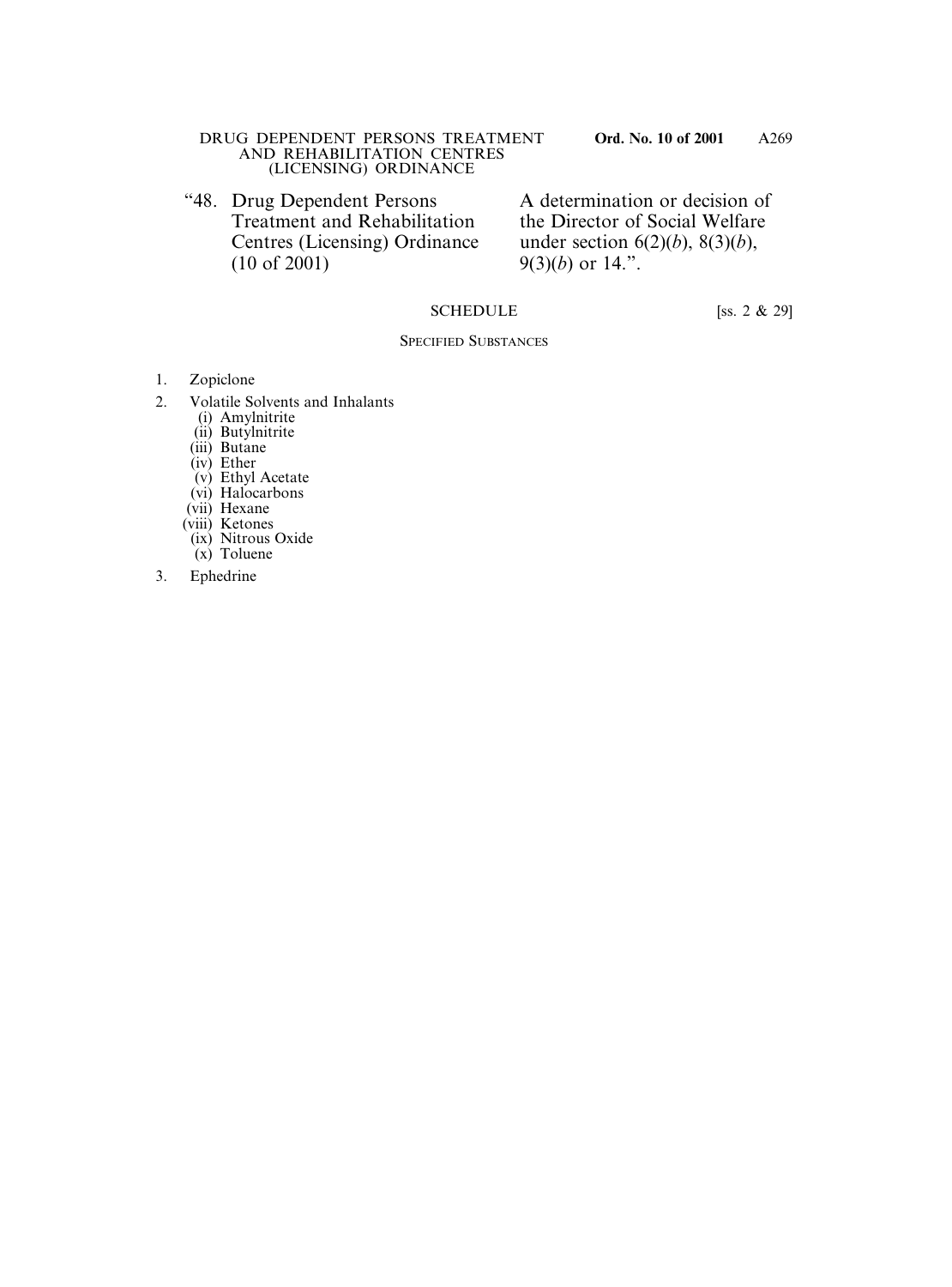| | |
|---|---|
| "48. Drug Dependent Persons Treatment and Rehabilitation Centres (Licensing) Ordinance (10 of 2001) | A determination or decision of the Director of Social Welfare under section 6(2)(*b*), 8(3)(*b*), 9(3)(*b*) or 14.". |

## SCHEDULE

[ss. 2 & 29]

### SPECIFIED SUBSTANCES

1. Zopiclone
2. Volatile Solvents and Inhalants
   - (i) Amylnitrite
   - (ii) Butylnitrite
   - (iii) Butane
   - (iv) Ether
   - (v) Ethyl Acetate
   - (vi) Halocarbons
   - (vii) Hexane
   - (viii) Ketones
   - (ix) Nitrous Oxide
   - (x) Toluene
3. Ephedrine